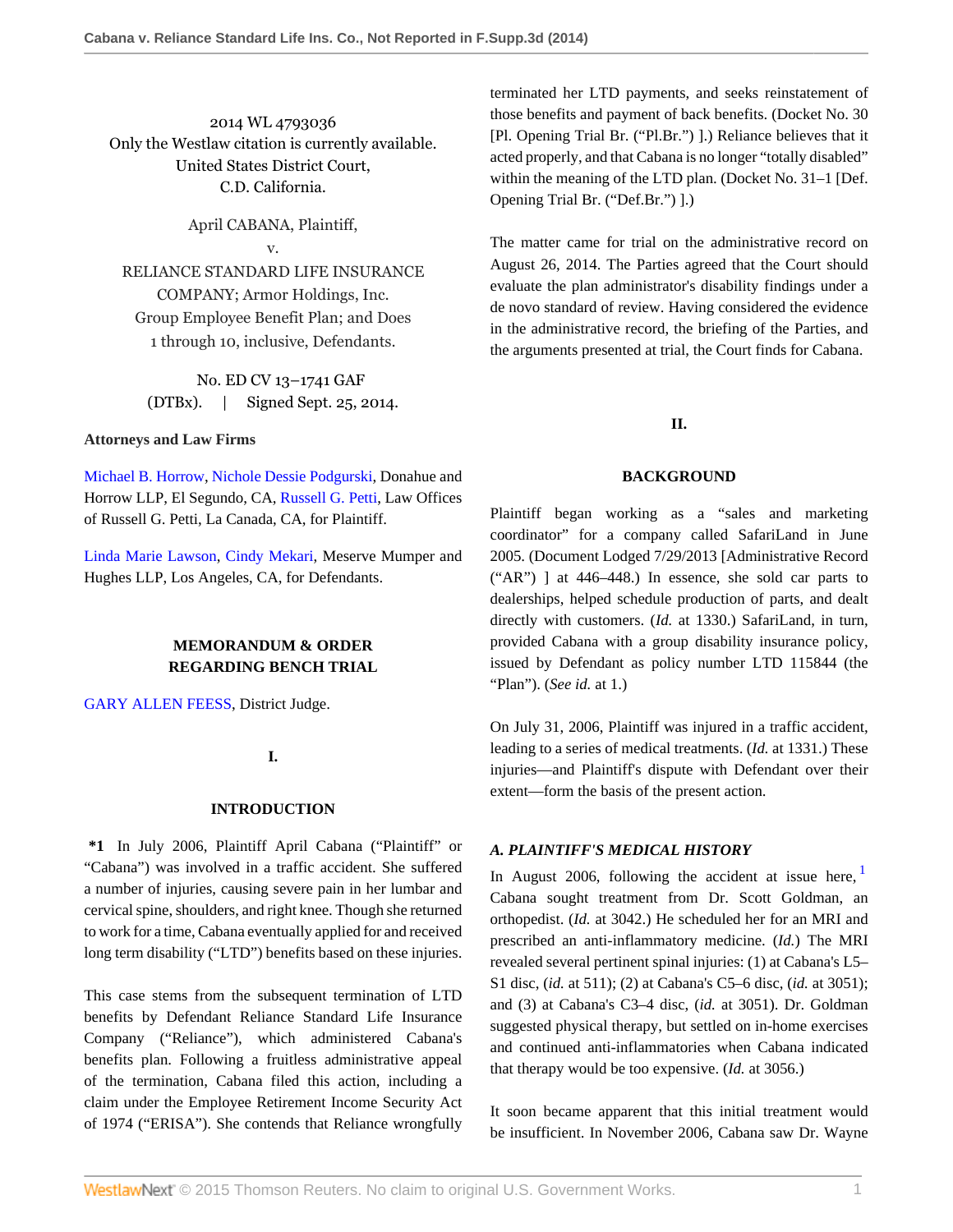2014 WL 4793036
Only the Westlaw citation is currently available.
United States District Court,
C.D. California.

April CABANA, Plaintiff,
v.
RELIANCE STANDARD LIFE INSURANCE COMPANY; Armor Holdings, Inc. Group Employee Benefit Plan; and Does 1 through 10, inclusive, Defendants.

No. ED CV 13–1741 GAF (DTBx). | Signed Sept. 25, 2014.

**Attorneys and Law Firms**

Michael B. Horrow, Nichole Dessie Podgurski, Donahue and Horrow LLP, El Segundo, CA, Russell G. Petti, Law Offices of Russell G. Petti, La Canada, CA, for Plaintiff.

Linda Marie Lawson, Cindy Mekari, Meserve Mumper and Hughes LLP, Los Angeles, CA, for Defendants.

## MEMORANDUM & ORDER REGARDING BENCH TRIAL

GARY ALLEN FEESS, District Judge.

## I.

## INTRODUCTION

**\*1** In July 2006, Plaintiff April Cabana ("Plaintiff" or "Cabana") was involved in a traffic accident. She suffered a number of injuries, causing severe pain in her lumbar and cervical spine, shoulders, and right knee. Though she returned to work for a time, Cabana eventually applied for and received long term disability ("LTD") benefits based on these injuries.

This case stems from the subsequent termination of LTD benefits by Defendant Reliance Standard Life Insurance Company ("Reliance"), which administered Cabana's benefits plan. Following a fruitless administrative appeal of the termination, Cabana filed this action, including a claim under the Employee Retirement Income Security Act of 1974 ("ERISA"). She contends that Reliance wrongfully terminated her LTD payments, and seeks reinstatement of those benefits and payment of back benefits. (Docket No. 30 [Pl. Opening Trial Br. ("Pl.Br.") ].) Reliance believes that it acted properly, and that Cabana is no longer "totally disabled" within the meaning of the LTD plan. (Docket No. 31–1 [Def. Opening Trial Br. ("Def.Br.") ].)

The matter came for trial on the administrative record on August 26, 2014. The Parties agreed that the Court should evaluate the plan administrator's disability findings under a de novo standard of review. Having considered the evidence in the administrative record, the briefing of the Parties, and the arguments presented at trial, the Court finds for Cabana.

## II.

## BACKGROUND

Plaintiff began working as a "sales and marketing coordinator" for a company called SafariLand in June 2005. (Document Lodged 7/29/2013 [Administrative Record ("AR") ] at 446–448.) In essence, she sold car parts to dealerships, helped schedule production of parts, and dealt directly with customers. (*Id.* at 1330.) SafariLand, in turn, provided Cabana with a group disability insurance policy, issued by Defendant as policy number LTD 115844 (the "Plan"). (*See id.* at 1.)

On July 31, 2006, Plaintiff was injured in a traffic accident, leading to a series of medical treatments. (*Id.* at 1331.) These injuries—and Plaintiff's dispute with Defendant over their extent—form the basis of the present action.

### *A. PLAINTIFF'S MEDICAL HISTORY*

In August 2006, following the accident at issue here,[1] Cabana sought treatment from Dr. Scott Goldman, an orthopedist. (*Id.* at 3042.) He scheduled her for an MRI and prescribed an anti-inflammatory medicine. (*Id.*) The MRI revealed several pertinent spinal injuries: (1) at Cabana's L5–S1 disc, (*id.* at 511); (2) at Cabana's C5–6 disc, (*id.* at 3051); and (3) at Cabana's C3–4 disc, (*id.* at 3051). Dr. Goldman suggested physical therapy, but settled on in-home exercises and continued anti-inflammatories when Cabana indicated that therapy would be too expensive. (*Id.* at 3056.)

It soon became apparent that this initial treatment would be insufficient. In November 2006, Cabana saw Dr. Wayne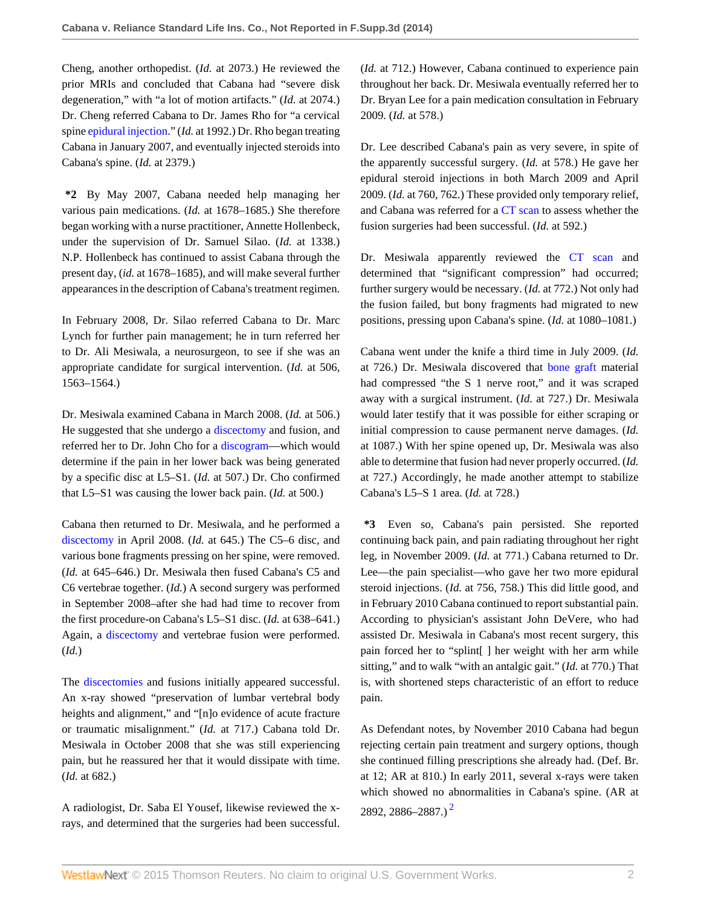Cheng, another orthopedist. (*Id.* at 2073.) He reviewed the prior MRIs and concluded that Cabana had "severe disk degeneration," with "a lot of motion artifacts." (*Id.* at 2074.) Dr. Cheng referred Cabana to Dr. James Rho for "a cervical spine epidural injection." (*Id.* at 1992.) Dr. Rho began treating Cabana in January 2007, and eventually injected steroids into Cabana's spine. (*Id.* at 2379.)

**\*2** By May 2007, Cabana needed help managing her various pain medications. (*Id.* at 1678–1685.) She therefore began working with a nurse practitioner, Annette Hollenbeck, under the supervision of Dr. Samuel Silao. (*Id.* at 1338.) N.P. Hollenbeck has continued to assist Cabana through the present day, (*id.* at 1678–1685), and will make several further appearances in the description of Cabana's treatment regimen.

In February 2008, Dr. Silao referred Cabana to Dr. Marc Lynch for further pain management; he in turn referred her to Dr. Ali Mesiwala, a neurosurgeon, to see if she was an appropriate candidate for surgical intervention. (*Id.* at 506, 1563–1564.)

Dr. Mesiwala examined Cabana in March 2008. (*Id.* at 506.) He suggested that she undergo a discectomy and fusion, and referred her to Dr. John Cho for a discogram—which would determine if the pain in her lower back was being generated by a specific disc at L5–S1. (*Id.* at 507.) Dr. Cho confirmed that L5–S1 was causing the lower back pain. (*Id.* at 500.)

Cabana then returned to Dr. Mesiwala, and he performed a discectomy in April 2008. (*Id.* at 645.) The C5–6 disc, and various bone fragments pressing on her spine, were removed. (*Id.* at 645–646.) Dr. Mesiwala then fused Cabana's C5 and C6 vertebrae together. (*Id.*) A second surgery was performed in September 2008–after she had had time to recover from the first procedure-on Cabana's L5–S1 disc. (*Id.* at 638–641.) Again, a discectomy and vertebrae fusion were performed. (*Id.*)

The discectomies and fusions initially appeared successful. An x-ray showed "preservation of lumbar vertebral body heights and alignment," and "[n]o evidence of acute fracture or traumatic misalignment." (*Id.* at 717.) Cabana told Dr. Mesiwala in October 2008 that she was still experiencing pain, but he reassured her that it would dissipate with time. (*Id.* at 682.)

A radiologist, Dr. Saba El Yousef, likewise reviewed the x-rays, and determined that the surgeries had been successful. (*Id.* at 712.) However, Cabana continued to experience pain throughout her back. Dr. Mesiwala eventually referred her to Dr. Bryan Lee for a pain medication consultation in February 2009. (*Id.* at 578.)

Dr. Lee described Cabana's pain as very severe, in spite of the apparently successful surgery. (*Id.* at 578.) He gave her epidural steroid injections in both March 2009 and April 2009. (*Id.* at 760, 762.) These provided only temporary relief, and Cabana was referred for a CT scan to assess whether the fusion surgeries had been successful. (*Id.* at 592.)

Dr. Mesiwala apparently reviewed the CT scan and determined that "significant compression" had occurred; further surgery would be necessary. (*Id.* at 772.) Not only had the fusion failed, but bony fragments had migrated to new positions, pressing upon Cabana's spine. (*Id.* at 1080–1081.)

Cabana went under the knife a third time in July 2009. (*Id.* at 726.) Dr. Mesiwala discovered that bone graft material had compressed "the S 1 nerve root," and it was scraped away with a surgical instrument. (*Id.* at 727.) Dr. Mesiwala would later testify that it was possible for either scraping or initial compression to cause permanent nerve damages. (*Id.* at 1087.) With her spine opened up, Dr. Mesiwala was also able to determine that fusion had never properly occurred. (*Id.* at 727.) Accordingly, he made another attempt to stabilize Cabana's L5–S 1 area. (*Id.* at 728.)

**\*3** Even so, Cabana's pain persisted. She reported continuing back pain, and pain radiating throughout her right leg, in November 2009. (*Id.* at 771.) Cabana returned to Dr. Lee—the pain specialist—who gave her two more epidural steroid injections. (*Id.* at 756, 758.) This did little good, and in February 2010 Cabana continued to report substantial pain. According to physician's assistant John DeVere, who had assisted Dr. Mesiwala in Cabana's most recent surgery, this pain forced her to "splint[ ] her weight with her arm while sitting," and to walk "with an antalgic gait." (*Id.* at 770.) That is, with shortened steps characteristic of an effort to reduce pain.

As Defendant notes, by November 2010 Cabana had begun rejecting certain pain treatment and surgery options, though she continued filling prescriptions she already had. (Def. Br. at 12; AR at 810.) In early 2011, several x-rays were taken which showed no abnormalities in Cabana's spine. (AR at 2892, 2886–2887.) [2]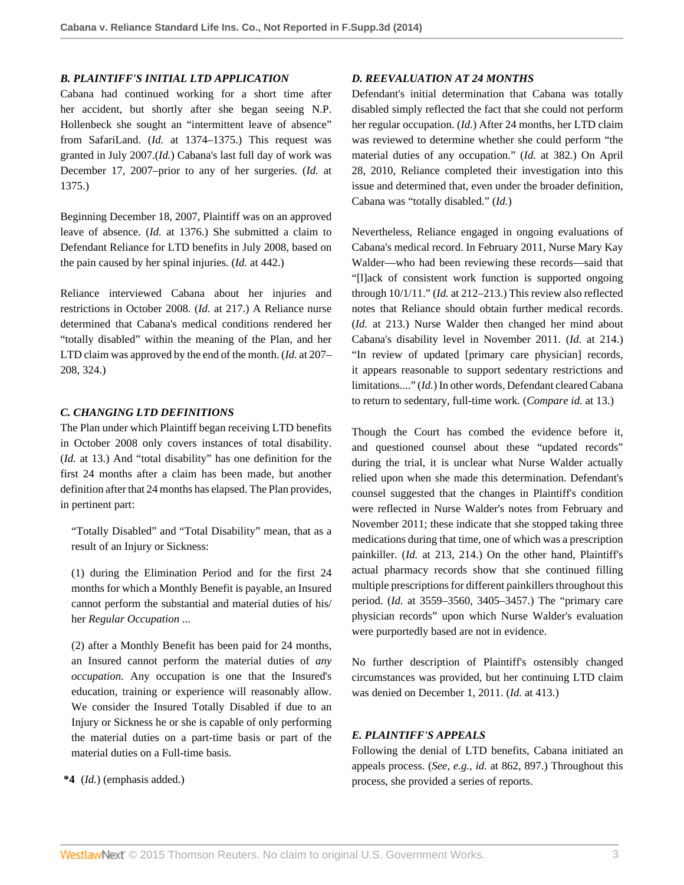### *B. PLAINTIFF'S INITIAL LTD APPLICATION*

Cabana had continued working for a short time after her accident, but shortly after she began seeing N.P. Hollenbeck she sought an "intermittent leave of absence" from SafariLand. (*Id.* at 1374–1375.) This request was granted in July 2007.(*Id.*) Cabana's last full day of work was December 17, 2007–prior to any of her surgeries. (*Id.* at 1375.)

Beginning December 18, 2007, Plaintiff was on an approved leave of absence. (*Id.* at 1376.) She submitted a claim to Defendant Reliance for LTD benefits in July 2008, based on the pain caused by her spinal injuries. (*Id.* at 442.)

Reliance interviewed Cabana about her injuries and restrictions in October 2008. (*Id.* at 217.) A Reliance nurse determined that Cabana's medical conditions rendered her "totally disabled" within the meaning of the Plan, and her LTD claim was approved by the end of the month. (*Id.* at 207–208, 324.)

### *C. CHANGING LTD DEFINITIONS*

The Plan under which Plaintiff began receiving LTD benefits in October 2008 only covers instances of total disability. (*Id.* at 13.) And "total disability" has one definition for the first 24 months after a claim has been made, but another definition after that 24 months has elapsed. The Plan provides, in pertinent part:

> "Totally Disabled" and "Total Disability" mean, that as a result of an Injury or Sickness:
>
> (1) during the Elimination Period and for the first 24 months for which a Monthly Benefit is payable, an Insured cannot perform the substantial and material duties of his/her *Regular Occupation* ...
>
> (2) after a Monthly Benefit has been paid for 24 months, an Insured cannot perform the material duties of *any occupation.* Any occupation is one that the Insured's education, training or experience will reasonably allow. We consider the Insured Totally Disabled if due to an Injury or Sickness he or she is capable of only performing the material duties on a part-time basis or part of the material duties on a Full-time basis.

**\*4** (*Id.*) (emphasis added.)

### *D. REEVALUATION AT 24 MONTHS*

Defendant's initial determination that Cabana was totally disabled simply reflected the fact that she could not perform her regular occupation. (*Id.*) After 24 months, her LTD claim was reviewed to determine whether she could perform "the material duties of any occupation." (*Id.* at 382.) On April 28, 2010, Reliance completed their investigation into this issue and determined that, even under the broader definition, Cabana was "totally disabled." (*Id.*)

Nevertheless, Reliance engaged in ongoing evaluations of Cabana's medical record. In February 2011, Nurse Mary Kay Walder—who had been reviewing these records—said that "[l]ack of consistent work function is supported ongoing through 10/1/11." (*Id.* at 212–213.) This review also reflected notes that Reliance should obtain further medical records. (*Id.* at 213.) Nurse Walder then changed her mind about Cabana's disability level in November 2011. (*Id.* at 214.) "In review of updated [primary care physician] records, it appears reasonable to support sedentary restrictions and limitations...." (*Id.*) In other words, Defendant cleared Cabana to return to sedentary, full-time work. (*Compare id.* at 13.)

Though the Court has combed the evidence before it, and questioned counsel about these "updated records" during the trial, it is unclear what Nurse Walder actually relied upon when she made this determination. Defendant's counsel suggested that the changes in Plaintiff's condition were reflected in Nurse Walder's notes from February and November 2011; these indicate that she stopped taking three medications during that time, one of which was a prescription painkiller. (*Id.* at 213, 214.) On the other hand, Plaintiff's actual pharmacy records show that she continued filling multiple prescriptions for different painkillers throughout this period. (*Id.* at 3559–3560, 3405–3457.) The "primary care physician records" upon which Nurse Walder's evaluation were purportedly based are not in evidence.

No further description of Plaintiff's ostensibly changed circumstances was provided, but her continuing LTD claim was denied on December 1, 2011. (*Id.* at 413.)

### *E. PLAINTIFF'S APPEALS*

Following the denial of LTD benefits, Cabana initiated an appeals process. (*See, e.g., id.* at 862, 897.) Throughout this process, she provided a series of reports.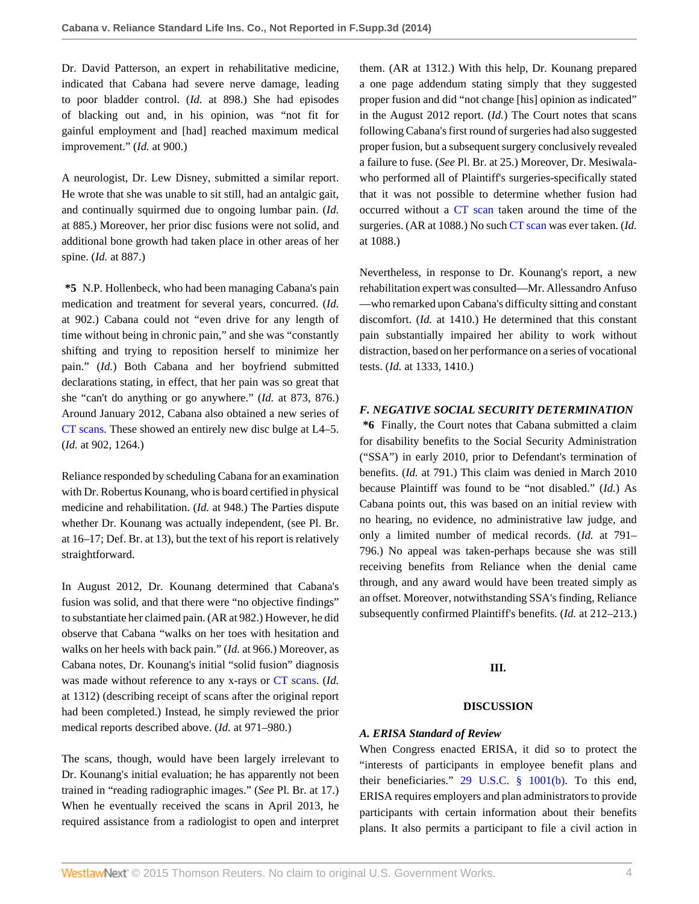Dr. David Patterson, an expert in rehabilitative medicine, indicated that Cabana had severe nerve damage, leading to poor bladder control. (*Id.* at 898.) She had episodes of blacking out and, in his opinion, was "not fit for gainful employment and [had] reached maximum medical improvement." (*Id.* at 900.)

A neurologist, Dr. Lew Disney, submitted a similar report. He wrote that she was unable to sit still, had an antalgic gait, and continually squirmed due to ongoing lumbar pain. (*Id.* at 885.) Moreover, her prior disc fusions were not solid, and additional bone growth had taken place in other areas of her spine. (*Id.* at 887.)

**\*5** N.P. Hollenbeck, who had been managing Cabana's pain medication and treatment for several years, concurred. (*Id.* at 902.) Cabana could not "even drive for any length of time without being in chronic pain," and she was "constantly shifting and trying to reposition herself to minimize her pain." (*Id.*) Both Cabana and her boyfriend submitted declarations stating, in effect, that her pain was so great that she "can't do anything or go anywhere." (*Id.* at 873, 876.) Around January 2012, Cabana also obtained a new series of CT scans. These showed an entirely new disc bulge at L4–5. (*Id.* at 902, 1264.)

Reliance responded by scheduling Cabana for an examination with Dr. Robertus Kounang, who is board certified in physical medicine and rehabilitation. (*Id.* at 948.) The Parties dispute whether Dr. Kounang was actually independent, (see Pl. Br. at 16–17; Def. Br. at 13), but the text of his report is relatively straightforward.

In August 2012, Dr. Kounang determined that Cabana's fusion was solid, and that there were "no objective findings" to substantiate her claimed pain. (AR at 982.) However, he did observe that Cabana "walks on her toes with hesitation and walks on her heels with back pain." (*Id.* at 966.) Moreover, as Cabana notes, Dr. Kounang's initial "solid fusion" diagnosis was made without reference to any x-rays or CT scans. (*Id.* at 1312) (describing receipt of scans after the original report had been completed.) Instead, he simply reviewed the prior medical reports described above. (*Id.* at 971–980.)

The scans, though, would have been largely irrelevant to Dr. Kounang's initial evaluation; he has apparently not been trained in "reading radiographic images." (*See* Pl. Br. at 17.) When he eventually received the scans in April 2013, he required assistance from a radiologist to open and interpret them. (AR at 1312.) With this help, Dr. Kounang prepared a one page addendum stating simply that they suggested proper fusion and did "not change [his] opinion as indicated" in the August 2012 report. (*Id.*) The Court notes that scans following Cabana's first round of surgeries had also suggested proper fusion, but a subsequent surgery conclusively revealed a failure to fuse. (*See* Pl. Br. at 25.) Moreover, Dr. Mesiwala-who performed all of Plaintiff's surgeries-specifically stated that it was not possible to determine whether fusion had occurred without a CT scan taken around the time of the surgeries. (AR at 1088.) No such CT scan was ever taken. (*Id.* at 1088.)

Nevertheless, in response to Dr. Kounang's report, a new rehabilitation expert was consulted—Mr. Allessandro Anfuso—who remarked upon Cabana's difficulty sitting and constant discomfort. (*Id.* at 1410.) He determined that this constant pain substantially impaired her ability to work without distraction, based on her performance on a series of vocational tests. (*Id.* at 1333, 1410.)

#### *F. NEGATIVE SOCIAL SECURITY DETERMINATION*

**\*6** Finally, the Court notes that Cabana submitted a claim for disability benefits to the Social Security Administration ("SSA") in early 2010, prior to Defendant's termination of benefits. (*Id.* at 791.) This claim was denied in March 2010 because Plaintiff was found to be "not disabled." (*Id.*) As Cabana points out, this was based on an initial review with no hearing, no evidence, no administrative law judge, and only a limited number of medical records. (*Id.* at 791–796.) No appeal was taken-perhaps because she was still receiving benefits from Reliance when the denial came through, and any award would have been treated simply as an offset. Moreover, notwithstanding SSA's finding, Reliance subsequently confirmed Plaintiff's benefits. (*Id.* at 212–213.)

## III.

## DISCUSSION

#### *A. ERISA Standard of Review*

When Congress enacted ERISA, it did so to protect the "interests of participants in employee benefit plans and their beneficiaries." 29 U.S.C. § 1001(b). To this end, ERISA requires employers and plan administrators to provide participants with certain information about their benefits plans. It also permits a participant to file a civil action in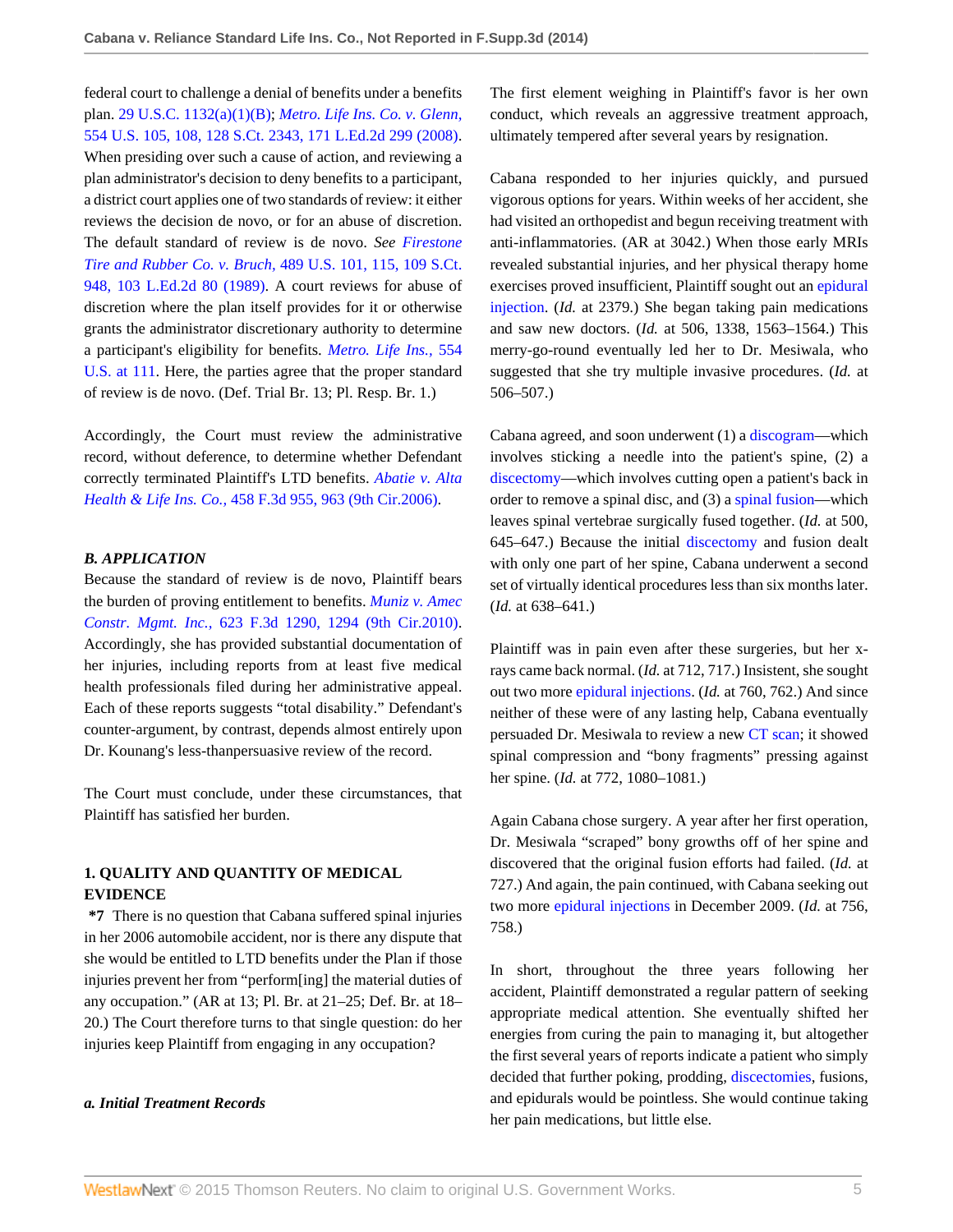federal court to challenge a denial of benefits under a benefits plan. 29 U.S.C. 1132(a)(1)(B); *Metro. Life Ins. Co. v. Glenn,* 554 U.S. 105, 108, 128 S.Ct. 2343, 171 L.Ed.2d 299 (2008). When presiding over such a cause of action, and reviewing a plan administrator's decision to deny benefits to a participant, a district court applies one of two standards of review: it either reviews the decision de novo, or for an abuse of discretion. The default standard of review is de novo. *See Firestone Tire and Rubber Co. v. Bruch,* 489 U.S. 101, 115, 109 S.Ct. 948, 103 L.Ed.2d 80 (1989). A court reviews for abuse of discretion where the plan itself provides for it or otherwise grants the administrator discretionary authority to determine a participant's eligibility for benefits. *Metro. Life Ins.,* 554 U.S. at 111. Here, the parties agree that the proper standard of review is de novo. (Def. Trial Br. 13; Pl. Resp. Br. 1.)

Accordingly, the Court must review the administrative record, without deference, to determine whether Defendant correctly terminated Plaintiff's LTD benefits. *Abatie v. Alta Health & Life Ins. Co.,* 458 F.3d 955, 963 (9th Cir.2006).

### *B. APPLICATION*

Because the standard of review is de novo, Plaintiff bears the burden of proving entitlement to benefits. *Muniz v. Amec Constr. Mgmt. Inc.,* 623 F.3d 1290, 1294 (9th Cir.2010). Accordingly, she has provided substantial documentation of her injuries, including reports from at least five medical health professionals filed during her administrative appeal. Each of these reports suggests "total disability." Defendant's counter-argument, by contrast, depends almost entirely upon Dr. Kounang's less-thanpersuasive review of the record.

The Court must conclude, under these circumstances, that Plaintiff has satisfied her burden.

#### 1. QUALITY AND QUANTITY OF MEDICAL EVIDENCE

**\*7** There is no question that Cabana suffered spinal injuries in her 2006 automobile accident, nor is there any dispute that she would be entitled to LTD benefits under the Plan if those injuries prevent her from "perform[ing] the material duties of any occupation." (AR at 13; Pl. Br. at 21–25; Def. Br. at 18–20.) The Court therefore turns to that single question: do her injuries keep Plaintiff from engaging in any occupation?

##### *a. Initial Treatment Records*

The first element weighing in Plaintiff's favor is her own conduct, which reveals an aggressive treatment approach, ultimately tempered after several years by resignation.

Cabana responded to her injuries quickly, and pursued vigorous options for years. Within weeks of her accident, she had visited an orthopedist and begun receiving treatment with anti-inflammatories. (AR at 3042.) When those early MRIs revealed substantial injuries, and her physical therapy home exercises proved insufficient, Plaintiff sought out an epidural injection. (*Id.* at 2379.) She began taking pain medications and saw new doctors. (*Id.* at 506, 1338, 1563–1564.) This merry-go-round eventually led her to Dr. Mesiwala, who suggested that she try multiple invasive procedures. (*Id.* at 506–507.)

Cabana agreed, and soon underwent (1) a discogram—which involves sticking a needle into the patient's spine, (2) a discectomy—which involves cutting open a patient's back in order to remove a spinal disc, and (3) a spinal fusion—which leaves spinal vertebrae surgically fused together. (*Id.* at 500, 645–647.) Because the initial discectomy and fusion dealt with only one part of her spine, Cabana underwent a second set of virtually identical procedures less than six months later. (*Id.* at 638–641.)

Plaintiff was in pain even after these surgeries, but her x-rays came back normal. (*Id.* at 712, 717.) Insistent, she sought out two more epidural injections. (*Id.* at 760, 762.) And since neither of these were of any lasting help, Cabana eventually persuaded Dr. Mesiwala to review a new CT scan; it showed spinal compression and "bony fragments" pressing against her spine. (*Id.* at 772, 1080–1081.)

Again Cabana chose surgery. A year after her first operation, Dr. Mesiwala "scraped" bony growths off of her spine and discovered that the original fusion efforts had failed. (*Id.* at 727.) And again, the pain continued, with Cabana seeking out two more epidural injections in December 2009. (*Id.* at 756, 758.)

In short, throughout the three years following her accident, Plaintiff demonstrated a regular pattern of seeking appropriate medical attention. She eventually shifted her energies from curing the pain to managing it, but altogether the first several years of reports indicate a patient who simply decided that further poking, prodding, discectomies, fusions, and epidurals would be pointless. She would continue taking her pain medications, but little else.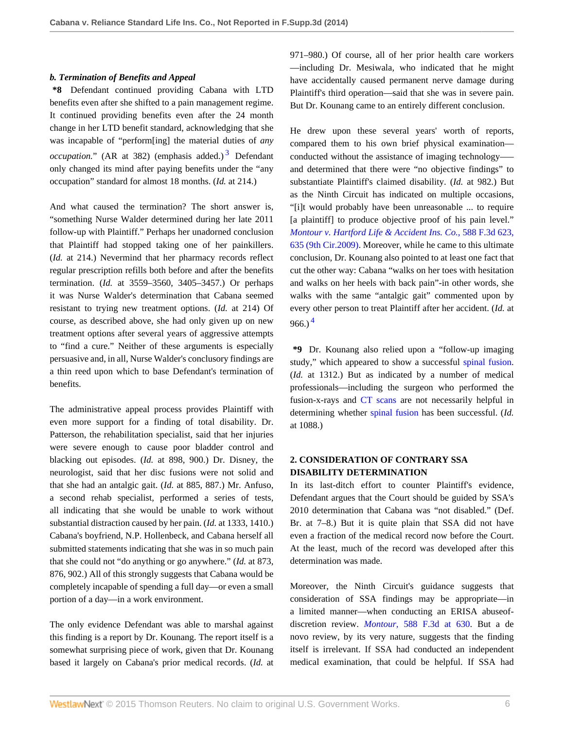#### *b. Termination of Benefits and Appeal*

**\*8** Defendant continued providing Cabana with LTD benefits even after she shifted to a pain management regime. It continued providing benefits even after the 24 month change in her LTD benefit standard, acknowledging that she was incapable of "perform[ing] the material duties of *any occupation*." (AR at 382) (emphasis added.)[3] Defendant only changed its mind after paying benefits under the "any occupation" standard for almost 18 months. (*Id.* at 214.)

And what caused the termination? The short answer is, "something Nurse Walder determined during her late 2011 follow-up with Plaintiff." Perhaps her unadorned conclusion that Plaintiff had stopped taking one of her painkillers. (*Id.* at 214.) Nevermind that her pharmacy records reflect regular prescription refills both before and after the benefits termination. (*Id.* at 3559–3560, 3405–3457.) Or perhaps it was Nurse Walder's determination that Cabana seemed resistant to trying new treatment options. (*Id.* at 214) Of course, as described above, she had only given up on new treatment options after several years of aggressive attempts to "find a cure." Neither of these arguments is especially persuasive and, in all, Nurse Walder's conclusory findings are a thin reed upon which to base Defendant's termination of benefits.

The administrative appeal process provides Plaintiff with even more support for a finding of total disability. Dr. Patterson, the rehabilitation specialist, said that her injuries were severe enough to cause poor bladder control and blacking out episodes. (*Id.* at 898, 900.) Dr. Disney, the neurologist, said that her disc fusions were not solid and that she had an antalgic gait. (*Id.* at 885, 887.) Mr. Anfuso, a second rehab specialist, performed a series of tests, all indicating that she would be unable to work without substantial distraction caused by her pain. (*Id.* at 1333, 1410.) Cabana's boyfriend, N.P. Hollenbeck, and Cabana herself all submitted statements indicating that she was in so much pain that she could not "do anything or go anywhere." (*Id.* at 873, 876, 902.) All of this strongly suggests that Cabana would be completely incapable of spending a full day—or even a small portion of a day—in a work environment.

The only evidence Defendant was able to marshal against this finding is a report by Dr. Kounang. The report itself is a somewhat surprising piece of work, given that Dr. Kounang based it largely on Cabana's prior medical records. (*Id.* at 971–980.) Of course, all of her prior health care workers—including Dr. Mesiwala, who indicated that he might have accidentally caused permanent nerve damage during Plaintiff's third operation—said that she was in severe pain. But Dr. Kounang came to an entirely different conclusion.

He drew upon these several years' worth of reports, compared them to his own brief physical examination—conducted without the assistance of imaging technology—and determined that there were "no objective findings" to substantiate Plaintiff's claimed disability. (*Id.* at 982.) But as the Ninth Circuit has indicated on multiple occasions, "[i]t would probably have been unreasonable ... to require [a plaintiff] to produce objective proof of his pain level." *Montour v. Hartford Life & Accident Ins. Co.,* 588 F.3d 623, 635 (9th Cir.2009). Moreover, while he came to this ultimate conclusion, Dr. Kounang also pointed to at least one fact that cut the other way: Cabana "walks on her toes with hesitation and walks on her heels with back pain"-in other words, she walks with the same "antalgic gait" commented upon by every other person to treat Plaintiff after her accident. (*Id.* at 966.)[4]

**\*9** Dr. Kounang also relied upon a "follow-up imaging study," which appeared to show a successful spinal fusion. (*Id.* at 1312.) But as indicated by a number of medical professionals—including the surgeon who performed the fusion-x-rays and CT scans are not necessarily helpful in determining whether spinal fusion has been successful. (*Id.* at 1088.)

### 2. CONSIDERATION OF CONTRARY SSA DISABILITY DETERMINATION

In its last-ditch effort to counter Plaintiff's evidence, Defendant argues that the Court should be guided by SSA's 2010 determination that Cabana was "not disabled." (Def. Br. at 7–8.) But it is quite plain that SSA did not have even a fraction of the medical record now before the Court. At the least, much of the record was developed after this determination was made.

Moreover, the Ninth Circuit's guidance suggests that consideration of SSA findings may be appropriate—in a limited manner—when conducting an ERISA abuseof-discretion review. *Montour,* 588 F.3d at 630. But a de novo review, by its very nature, suggests that the finding itself is irrelevant. If SSA had conducted an independent medical examination, that could be helpful. If SSA had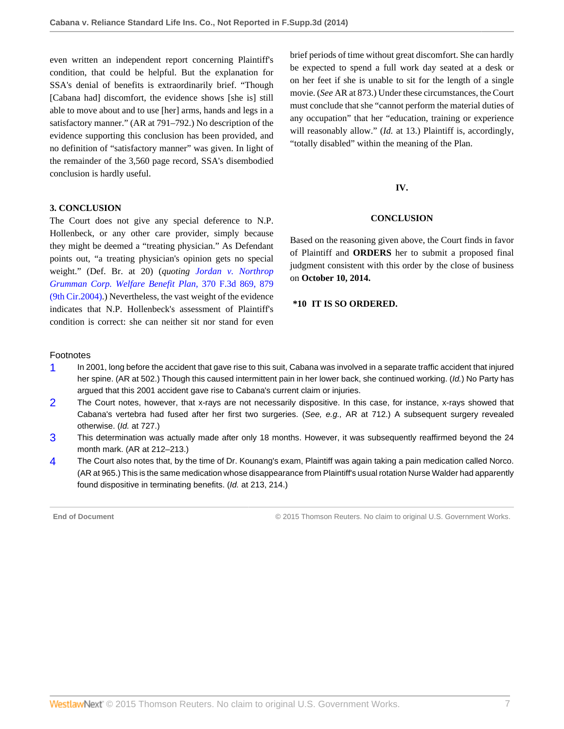even written an independent report concerning Plaintiff's condition, that could be helpful. But the explanation for SSA's denial of benefits is extraordinarily brief. "Though [Cabana had] discomfort, the evidence shows [she is] still able to move about and to use [her] arms, hands and legs in a satisfactory manner." (AR at 791–792.) No description of the evidence supporting this conclusion has been provided, and no definition of "satisfactory manner" was given. In light of the remainder of the 3,560 page record, SSA's disembodied conclusion is hardly useful.

**3. CONCLUSION**

The Court does not give any special deference to N.P. Hollenbeck, or any other care provider, simply because they might be deemed a "treating physician." As Defendant points out, "a treating physician's opinion gets no special weight." (Def. Br. at 20) (*quoting Jordan v. Northrop Grumman Corp. Welfare Benefit Plan,* 370 F.3d 869, 879 (9th Cir.2004).) Nevertheless, the vast weight of the evidence indicates that N.P. Hollenbeck's assessment of Plaintiff's condition is correct: she can neither sit nor stand for even brief periods of time without great discomfort. She can hardly be expected to spend a full work day seated at a desk or on her feet if she is unable to sit for the length of a single movie. (*See* AR at 873.) Under these circumstances, the Court must conclude that she "cannot perform the material duties of any occupation" that her "education, training or experience will reasonably allow." (*Id.* at 13.) Plaintiff is, accordingly, "totally disabled" within the meaning of the Plan.

## IV.

## CONCLUSION

Based on the reasoning given above, the Court finds in favor of Plaintiff and **ORDERS** her to submit a proposed final judgment consistent with this order by the close of business on **October 10, 2014.**

**\*10 IT IS SO ORDERED.**

Footnotes

1. In 2001, long before the accident that gave rise to this suit, Cabana was involved in a separate traffic accident that injured her spine. (AR at 502.) Though this caused intermittent pain in her lower back, she continued working. (*Id.*) No Party has argued that this 2001 accident gave rise to Cabana's current claim or injuries.
2. The Court notes, however, that x-rays are not necessarily dispositive. In this case, for instance, x-rays showed that Cabana's vertebra had fused after her first two surgeries. (*See, e.g.,* AR at 712.) A subsequent surgery revealed otherwise. (*Id.* at 727.)
3. This determination was actually made after only 18 months. However, it was subsequently reaffirmed beyond the 24 month mark. (AR at 212–213.)
4. The Court also notes that, by the time of Dr. Kounang's exam, Plaintiff was again taking a pain medication called Norco. (AR at 965.) This is the same medication whose disappearance from Plaintiff's usual rotation Nurse Walder had apparently found dispositive in terminating benefits. (*Id.* at 213, 214.)

End of Document